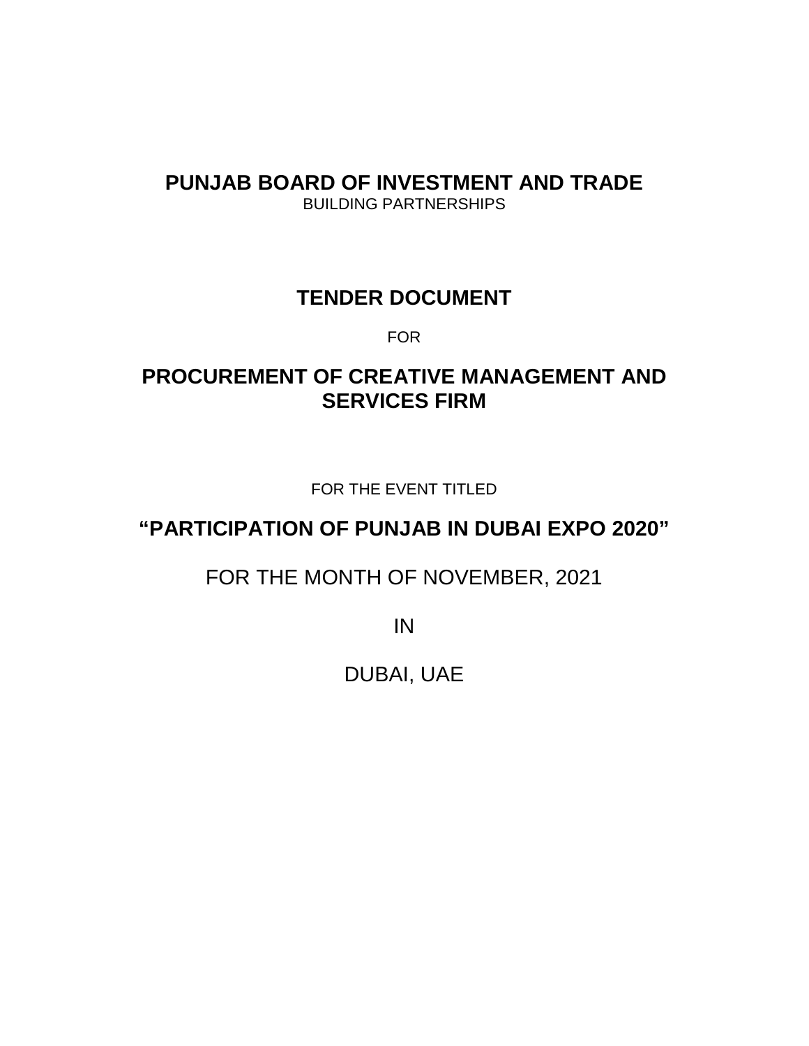# PUNJAB BOARD OF INVESTMENT AND TRADE

BUILDING PARTNERSHIPS

## TENDER DOCUMENT

FOR

## PROCUREMENT OF CREATIVE MANAGEMENT AND SERVICES FIRM

FOR THE EVENT TITLED

## "PARTICIPATION OF PUNJAB IN DUBAI EXPO 2020"

FOR THE MONTH OF NOVEMBER, 2021

IN

DUBAI, UAE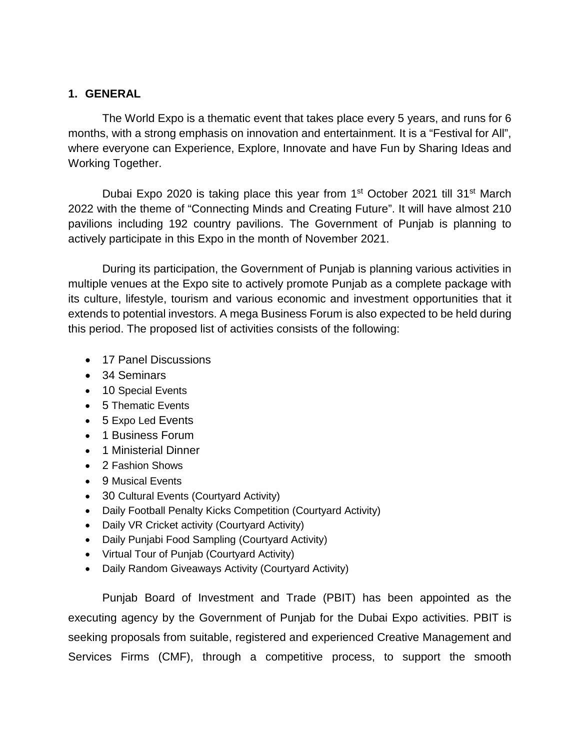## 1. GENERAL

The World Expo is a thematic event that takes place every 5 years, and runs for 6 months, with a strong emphasis on innovation and entertainment. It is a "Festival for All", where everyone can Experience, Explore, Innovate and have Fun by Sharing Ideas and Working Together.

Dubai Expo 2020 is taking place this year from 1st October 2021 till 31st March 2022 with the theme of "Connecting Minds and Creating Future". It will have almost 210 pavilions including 192 country pavilions. The Government of Punjab is planning to actively participate in this Expo in the month of November 2021.

During its participation, the Government of Punjab is planning various activities in multiple venues at the Expo site to actively promote Punjab as a complete package with its culture, lifestyle, tourism and various economic and investment opportunities that it extends to potential investors. A mega Business Forum is also expected to be held during this period. The proposed list of activities consists of the following:

- 17 Panel Discussions
- 34 Seminars
- 10 Special Events
- 5 Thematic Events
- 5 Expo Led Events
- 1 Business Forum
- 1 Ministerial Dinner
- 2 Fashion Shows
- 9 Musical Events
- 30 Cultural Events (Courtyard Activity)
- Daily Football Penalty Kicks Competition (Courtyard Activity)
- Daily VR Cricket activity (Courtyard Activity)
- Daily Punjabi Food Sampling (Courtyard Activity)
- Virtual Tour of Punjab (Courtyard Activity)
- Daily Random Giveaways Activity (Courtyard Activity)

Punjab Board of Investment and Trade (PBIT) has been appointed as the executing agency by the Government of Punjab for the Dubai Expo activities. PBIT is seeking proposals from suitable, registered and experienced Creative Management and Services Firms (CMF), through a competitive process, to support the smooth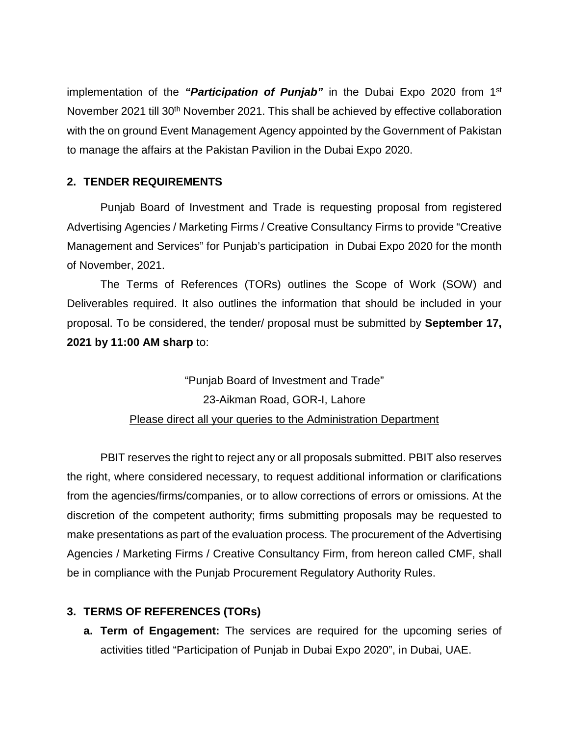implementation of the ***"Participation of Punjab"*** in the Dubai Expo 2020 from 1st November 2021 till 30th November 2021. This shall be achieved by effective collaboration with the on ground Event Management Agency appointed by the Government of Pakistan to manage the affairs at the Pakistan Pavilion in the Dubai Expo 2020.

## 2. TENDER REQUIREMENTS

Punjab Board of Investment and Trade is requesting proposal from registered Advertising Agencies / Marketing Firms / Creative Consultancy Firms to provide "Creative Management and Services" for Punjab's participation in Dubai Expo 2020 for the month of November, 2021.

The Terms of References (TORs) outlines the Scope of Work (SOW) and Deliverables required. It also outlines the information that should be included in your proposal. To be considered, the tender/ proposal must be submitted by **September 17, 2021 by 11:00 AM sharp** to:

"Punjab Board of Investment and Trade"
23-Aikman Road, GOR-I, Lahore
Please direct all your queries to the Administration Department

PBIT reserves the right to reject any or all proposals submitted. PBIT also reserves the right, where considered necessary, to request additional information or clarifications from the agencies/firms/companies, or to allow corrections of errors or omissions. At the discretion of the competent authority; firms submitting proposals may be requested to make presentations as part of the evaluation process. The procurement of the Advertising Agencies / Marketing Firms / Creative Consultancy Firm, from hereon called CMF, shall be in compliance with the Punjab Procurement Regulatory Authority Rules.

## 3. TERMS OF REFERENCES (TORs)

**a. Term of Engagement:** The services are required for the upcoming series of activities titled "Participation of Punjab in Dubai Expo 2020", in Dubai, UAE.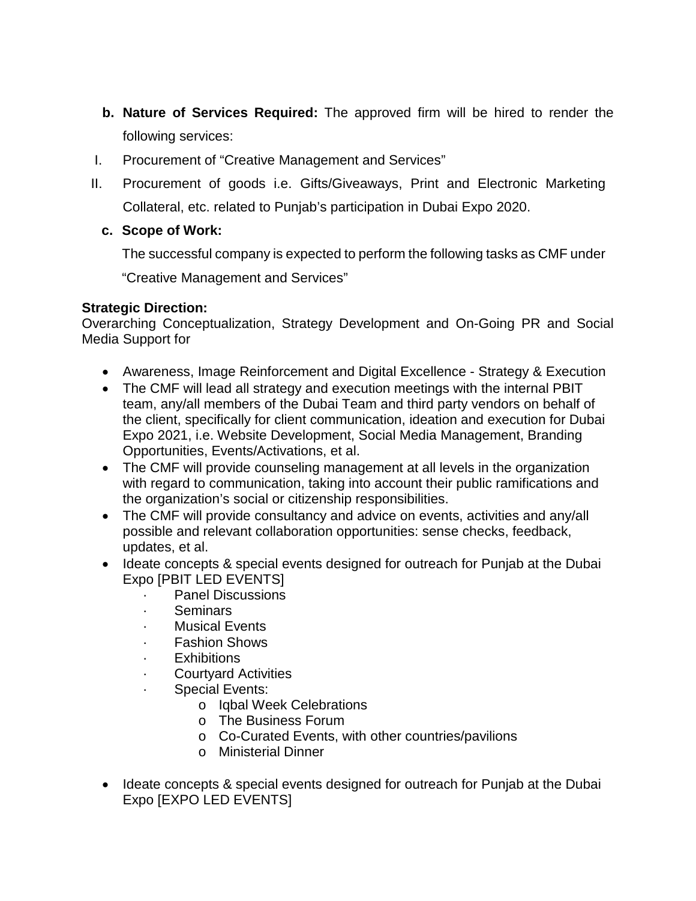- **b. Nature of Services Required:** The approved firm will be hired to render the following services:

  I. Procurement of "Creative Management and Services"

  II. Procurement of goods i.e. Gifts/Giveaways, Print and Electronic Marketing Collateral, etc. related to Punjab's participation in Dubai Expo 2020.

- **c. Scope of Work:**

  The successful company is expected to perform the following tasks as CMF under "Creative Management and Services"

**Strategic Direction:**
Overarching Conceptualization, Strategy Development and On-Going PR and Social Media Support for

- Awareness, Image Reinforcement and Digital Excellence - Strategy & Execution
- The CMF will lead all strategy and execution meetings with the internal PBIT team, any/all members of the Dubai Team and third party vendors on behalf of the client, specifically for client communication, ideation and execution for Dubai Expo 2021, i.e. Website Development, Social Media Management, Branding Opportunities, Events/Activations, et al.
- The CMF will provide counseling management at all levels in the organization with regard to communication, taking into account their public ramifications and the organization's social or citizenship responsibilities.
- The CMF will provide consultancy and advice on events, activities and any/all possible and relevant collaboration opportunities: sense checks, feedback, updates, et al.
- Ideate concepts & special events designed for outreach for Punjab at the Dubai Expo [PBIT LED EVENTS]
  - Panel Discussions
  - Seminars
  - Musical Events
  - Fashion Shows
  - Exhibitions
  - Courtyard Activities
  - Special Events:
    - Iqbal Week Celebrations
    - The Business Forum
    - Co-Curated Events, with other countries/pavilions
    - Ministerial Dinner
- Ideate concepts & special events designed for outreach for Punjab at the Dubai Expo [EXPO LED EVENTS]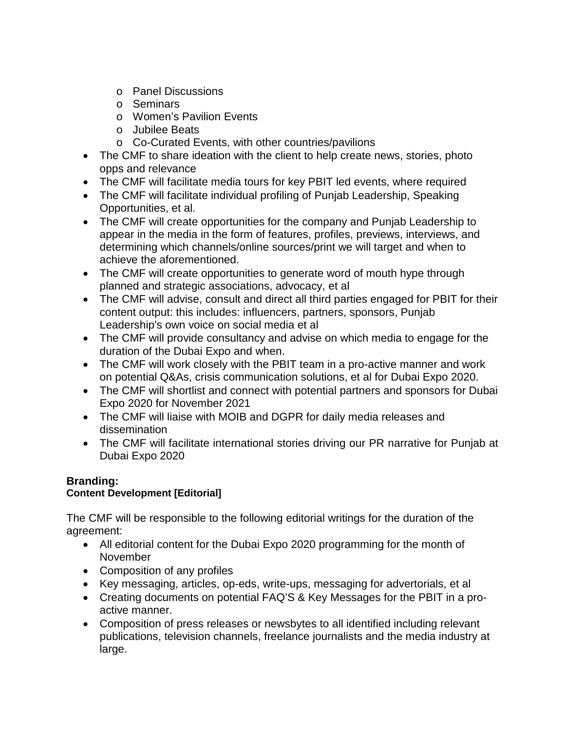- Panel Discussions
  - Seminars
  - Women's Pavilion Events
  - Jubilee Beats
  - Co-Curated Events, with other countries/pavilions
- The CMF to share ideation with the client to help create news, stories, photo opps and relevance
- The CMF will facilitate media tours for key PBIT led events, where required
- The CMF will facilitate individual profiling of Punjab Leadership, Speaking Opportunities, et al.
- The CMF will create opportunities for the company and Punjab Leadership to appear in the media in the form of features, profiles, previews, interviews, and determining which channels/online sources/print we will target and when to achieve the aforementioned.
- The CMF will create opportunities to generate word of mouth hype through planned and strategic associations, advocacy, et al
- The CMF will advise, consult and direct all third parties engaged for PBIT for their content output: this includes: influencers, partners, sponsors, Punjab Leadership's own voice on social media et al
- The CMF will provide consultancy and advise on which media to engage for the duration of the Dubai Expo and when.
- The CMF will work closely with the PBIT team in a pro-active manner and work on potential Q&As, crisis communication solutions, et al for Dubai Expo 2020.
- The CMF will shortlist and connect with potential partners and sponsors for Dubai Expo 2020 for November 2021
- The CMF will liaise with MOIB and DGPR for daily media releases and dissemination
- The CMF will facilitate international stories driving our PR narrative for Punjab at Dubai Expo 2020

**Branding:**

**Content Development [Editorial]**

The CMF will be responsible to the following editorial writings for the duration of the agreement:

- All editorial content for the Dubai Expo 2020 programming for the month of November
- Composition of any profiles
- Key messaging, articles, op-eds, write-ups, messaging for advertorials, et al
- Creating documents on potential FAQ'S & Key Messages for the PBIT in a pro-active manner.
- Composition of press releases or newsbytes to all identified including relevant publications, television channels, freelance journalists and the media industry at large.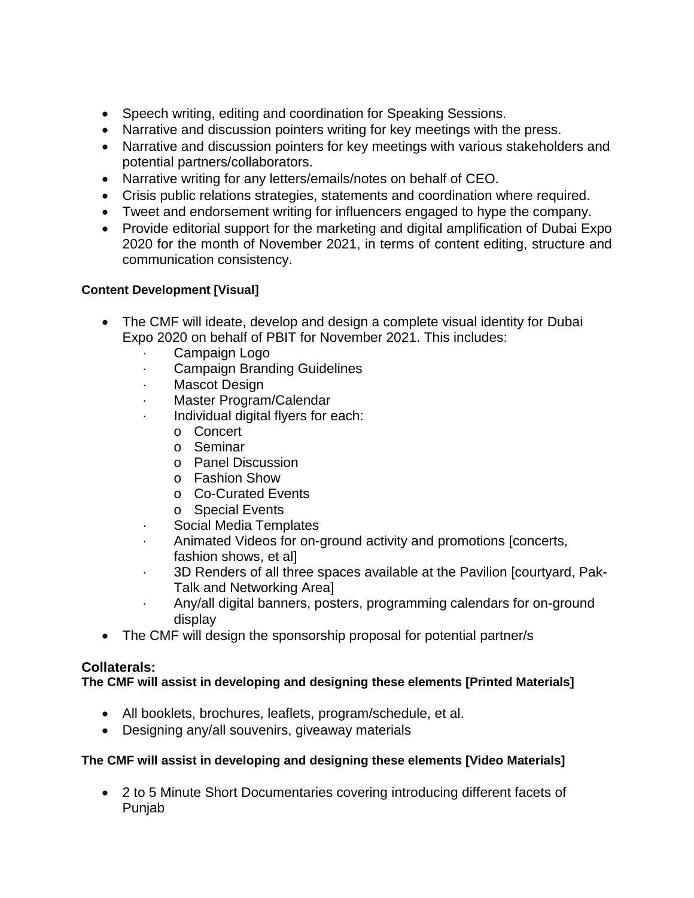- Speech writing, editing and coordination for Speaking Sessions.
- Narrative and discussion pointers writing for key meetings with the press.
- Narrative and discussion pointers for key meetings with various stakeholders and potential partners/collaborators.
- Narrative writing for any letters/emails/notes on behalf of CEO.
- Crisis public relations strategies, statements and coordination where required.
- Tweet and endorsement writing for influencers engaged to hype the company.
- Provide editorial support for the marketing and digital amplification of Dubai Expo 2020 for the month of November 2021, in terms of content editing, structure and communication consistency.

**Content Development [Visual]**

- The CMF will ideate, develop and design a complete visual identity for Dubai Expo 2020 on behalf of PBIT for November 2021. This includes:
  - Campaign Logo
  - Campaign Branding Guidelines
  - Mascot Design
  - Master Program/Calendar
  - Individual digital flyers for each:
    - Concert
    - Seminar
    - Panel Discussion
    - Fashion Show
    - Co-Curated Events
    - Special Events
  - Social Media Templates
  - Animated Videos for on-ground activity and promotions [concerts, fashion shows, et al]
  - 3D Renders of all three spaces available at the Pavilion [courtyard, Pak-Talk and Networking Area]
  - Any/all digital banners, posters, programming calendars for on-ground display
- The CMF will design the sponsorship proposal for potential partner/s

## Collaterals:

**The CMF will assist in developing and designing these elements [Printed Materials]**

- All booklets, brochures, leaflets, program/schedule, et al.
- Designing any/all souvenirs, giveaway materials

**The CMF will assist in developing and designing these elements [Video Materials]**

- 2 to 5 Minute Short Documentaries covering introducing different facets of Punjab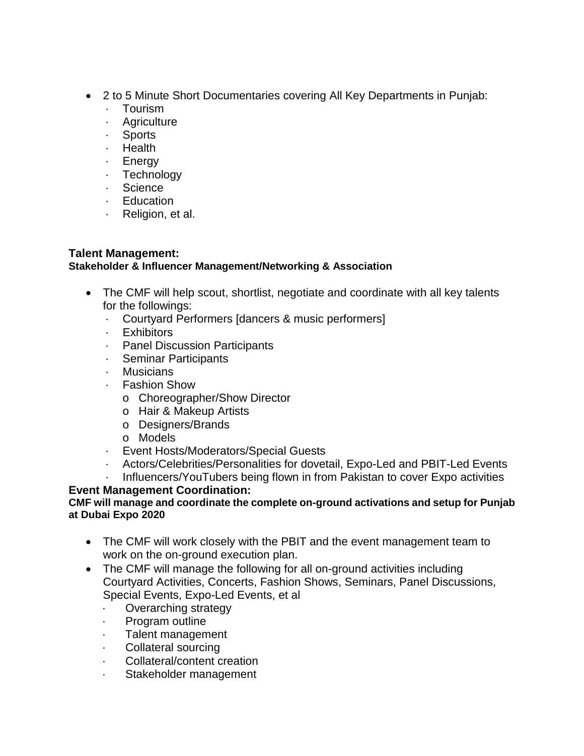- 2 to 5 Minute Short Documentaries covering All Key Departments in Punjab:
  - Tourism
  - Agriculture
  - Sports
  - Health
  - Energy
  - Technology
  - Science
  - Education
  - Religion, et al.

**Talent Management:**

**Stakeholder & Influencer Management/Networking & Association**

- The CMF will help scout, shortlist, negotiate and coordinate with all key talents for the followings:
  - Courtyard Performers [dancers & music performers]
  - Exhibitors
  - Panel Discussion Participants
  - Seminar Participants
  - Musicians
  - Fashion Show
    - Choreographer/Show Director
    - Hair & Makeup Artists
    - Designers/Brands
    - Models
  - Event Hosts/Moderators/Special Guests
  - Actors/Celebrities/Personalities for dovetail, Expo-Led and PBIT-Led Events
  - Influencers/YouTubers being flown in from Pakistan to cover Expo activities

**Event Management Coordination:**

**CMF will manage and coordinate the complete on-ground activations and setup for Punjab at Dubai Expo 2020**

- The CMF will work closely with the PBIT and the event management team to work on the on-ground execution plan.
- The CMF will manage the following for all on-ground activities including Courtyard Activities, Concerts, Fashion Shows, Seminars, Panel Discussions, Special Events, Expo-Led Events, et al
  - Overarching strategy
  - Program outline
  - Talent management
  - Collateral sourcing
  - Collateral/content creation
  - Stakeholder management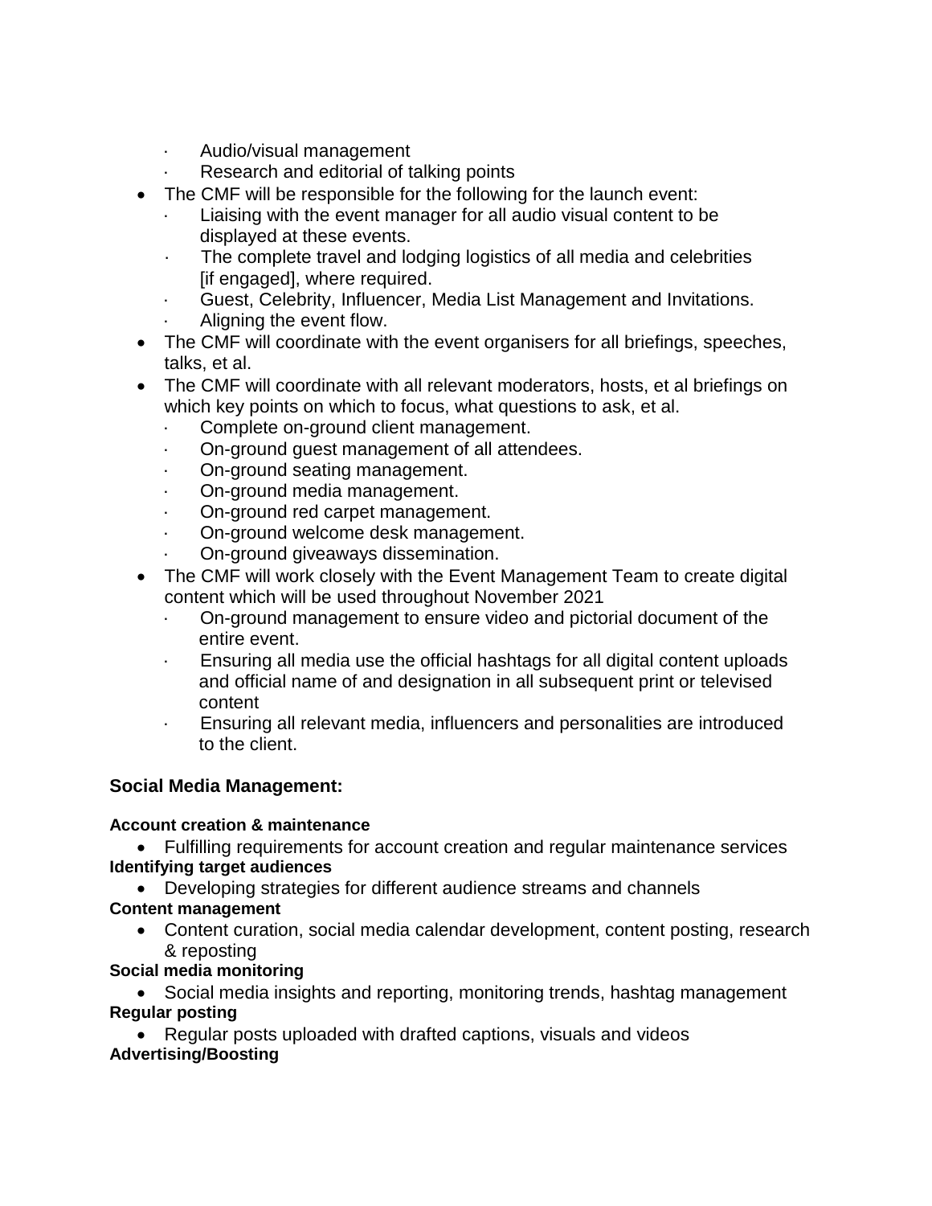- Audio/visual management
    - Research and editorial of talking points
- The CMF will be responsible for the following for the launch event:
    - Liaising with the event manager for all audio visual content to be displayed at these events.
    - The complete travel and lodging logistics of all media and celebrities [if engaged], where required.
    - Guest, Celebrity, Influencer, Media List Management and Invitations.
    - Aligning the event flow.
- The CMF will coordinate with the event organisers for all briefings, speeches, talks, et al.
- The CMF will coordinate with all relevant moderators, hosts, et al briefings on which key points on which to focus, what questions to ask, et al.
    - Complete on-ground client management.
    - On-ground guest management of all attendees.
    - On-ground seating management.
    - On-ground media management.
    - On-ground red carpet management.
    - On-ground welcome desk management.
    - On-ground giveaways dissemination.
- The CMF will work closely with the Event Management Team to create digital content which will be used throughout November 2021
    - On-ground management to ensure video and pictorial document of the entire event.
    - Ensuring all media use the official hashtags for all digital content uploads and official name of and designation in all subsequent print or televised content
    - Ensuring all relevant media, influencers and personalities are introduced to the client.

### Social Media Management:

**Account creation & maintenance**

- Fulfilling requirements for account creation and regular maintenance services

**Identifying target audiences**

- Developing strategies for different audience streams and channels

**Content management**

- Content curation, social media calendar development, content posting, research & reposting

**Social media monitoring**

- Social media insights and reporting, monitoring trends, hashtag management

**Regular posting**

- Regular posts uploaded with drafted captions, visuals and videos

**Advertising/Boosting**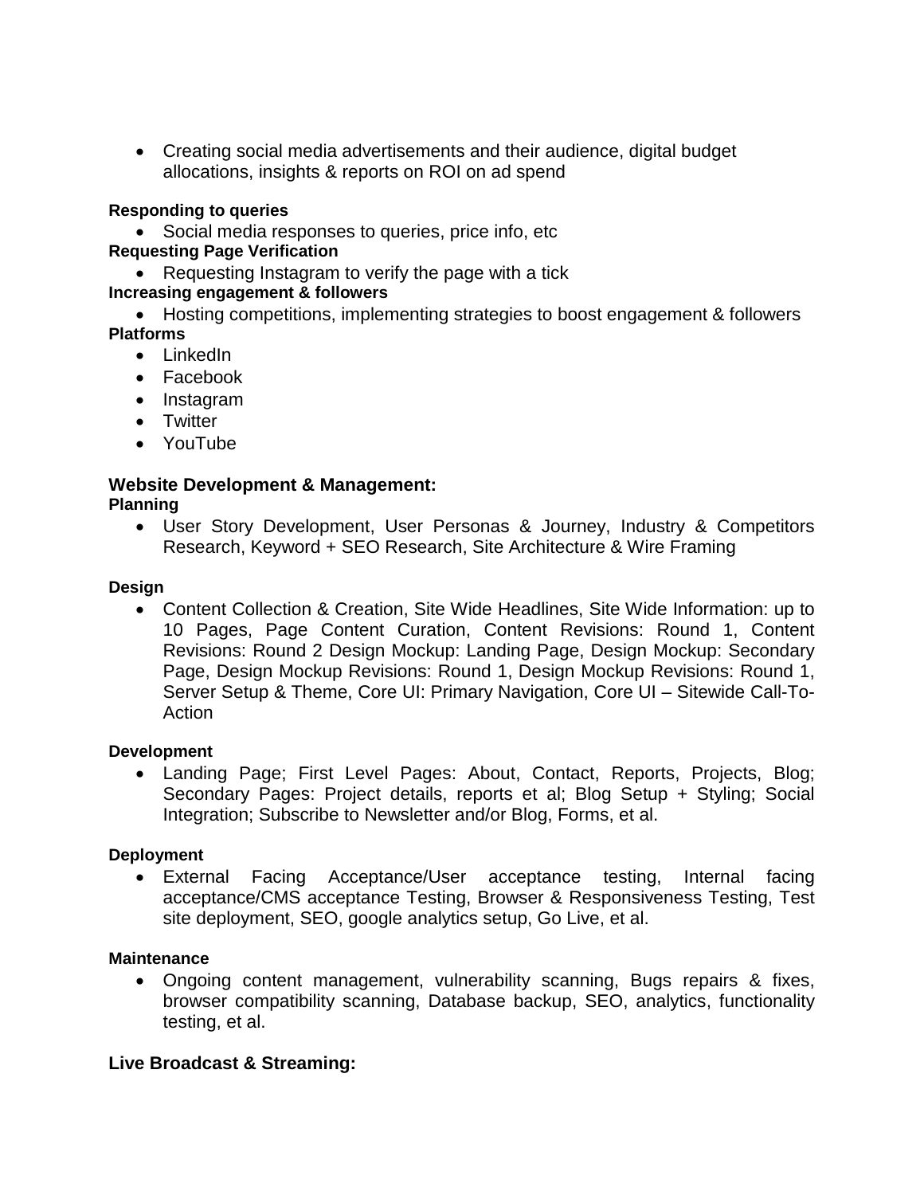- Creating social media advertisements and their audience, digital budget allocations, insights & reports on ROI on ad spend

**Responding to queries**

- Social media responses to queries, price info, etc

**Requesting Page Verification**

- Requesting Instagram to verify the page with a tick

**Increasing engagement & followers**

- Hosting competitions, implementing strategies to boost engagement & followers

**Platforms**

- LinkedIn
- Facebook
- Instagram
- Twitter
- YouTube

### Website Development & Management:

**Planning**

- User Story Development, User Personas & Journey, Industry & Competitors Research, Keyword + SEO Research, Site Architecture & Wire Framing

**Design**

- Content Collection & Creation, Site Wide Headlines, Site Wide Information: up to 10 Pages, Page Content Curation, Content Revisions: Round 1, Content Revisions: Round 2 Design Mockup: Landing Page, Design Mockup: Secondary Page, Design Mockup Revisions: Round 1, Design Mockup Revisions: Round 1, Server Setup & Theme, Core UI: Primary Navigation, Core UI – Sitewide Call-To-Action

**Development**

- Landing Page; First Level Pages: About, Contact, Reports, Projects, Blog; Secondary Pages: Project details, reports et al; Blog Setup + Styling; Social Integration; Subscribe to Newsletter and/or Blog, Forms, et al.

**Deployment**

- External Facing Acceptance/User acceptance testing, Internal facing acceptance/CMS acceptance Testing, Browser & Responsiveness Testing, Test site deployment, SEO, google analytics setup, Go Live, et al.

**Maintenance**

- Ongoing content management, vulnerability scanning, Bugs repairs & fixes, browser compatibility scanning, Database backup, SEO, analytics, functionality testing, et al.

### Live Broadcast & Streaming: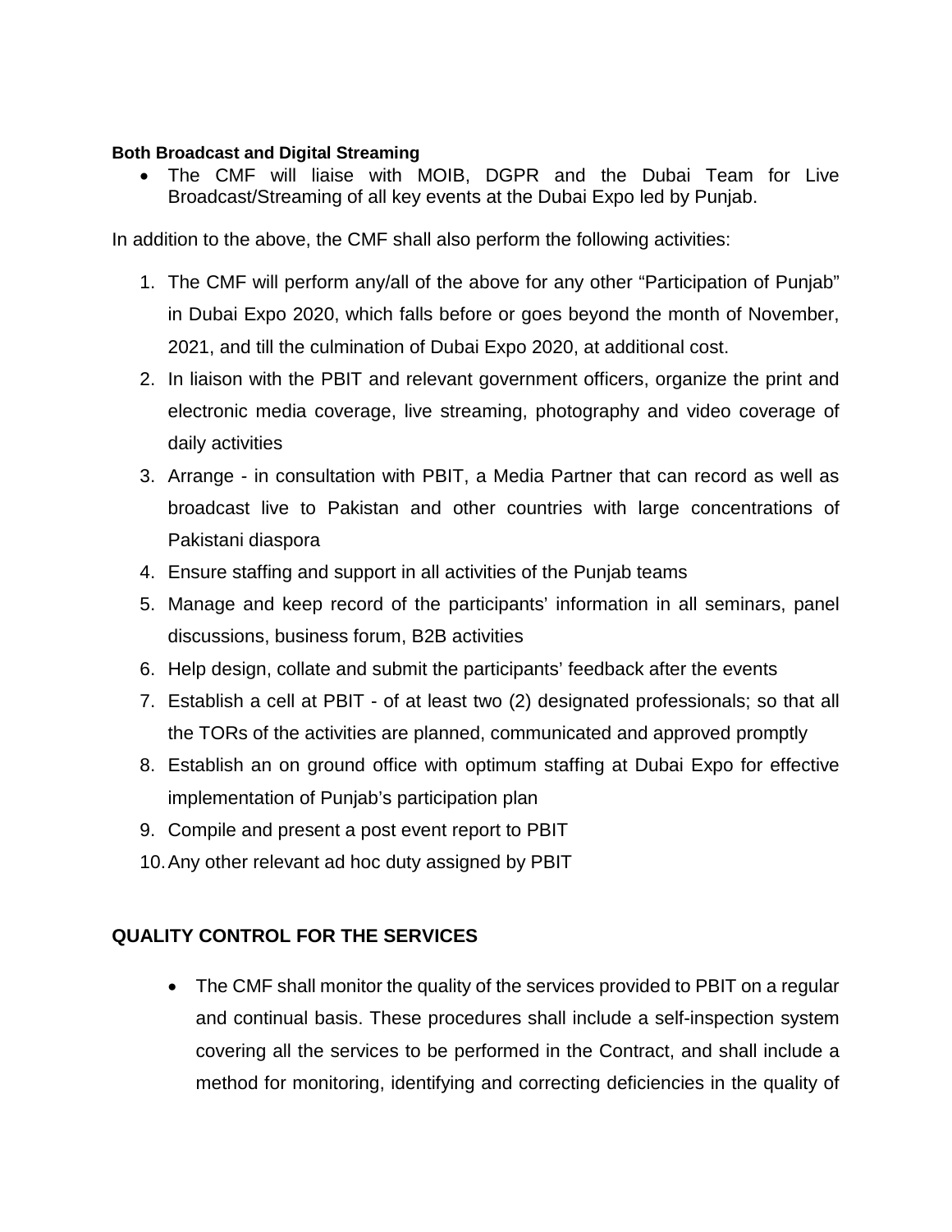**Both Broadcast and Digital Streaming**

- The CMF will liaise with MOIB, DGPR and the Dubai Team for Live Broadcast/Streaming of all key events at the Dubai Expo led by Punjab.

In addition to the above, the CMF shall also perform the following activities:

1. The CMF will perform any/all of the above for any other "Participation of Punjab" in Dubai Expo 2020, which falls before or goes beyond the month of November, 2021, and till the culmination of Dubai Expo 2020, at additional cost.
2. In liaison with the PBIT and relevant government officers, organize the print and electronic media coverage, live streaming, photography and video coverage of daily activities
3. Arrange - in consultation with PBIT, a Media Partner that can record as well as broadcast live to Pakistan and other countries with large concentrations of Pakistani diaspora
4. Ensure staffing and support in all activities of the Punjab teams
5. Manage and keep record of the participants' information in all seminars, panel discussions, business forum, B2B activities
6. Help design, collate and submit the participants' feedback after the events
7. Establish a cell at PBIT - of at least two (2) designated professionals; so that all the TORs of the activities are planned, communicated and approved promptly
8. Establish an on ground office with optimum staffing at Dubai Expo for effective implementation of Punjab's participation plan
9. Compile and present a post event report to PBIT
10. Any other relevant ad hoc duty assigned by PBIT

**QUALITY CONTROL FOR THE SERVICES**

- The CMF shall monitor the quality of the services provided to PBIT on a regular and continual basis. These procedures shall include a self-inspection system covering all the services to be performed in the Contract, and shall include a method for monitoring, identifying and correcting deficiencies in the quality of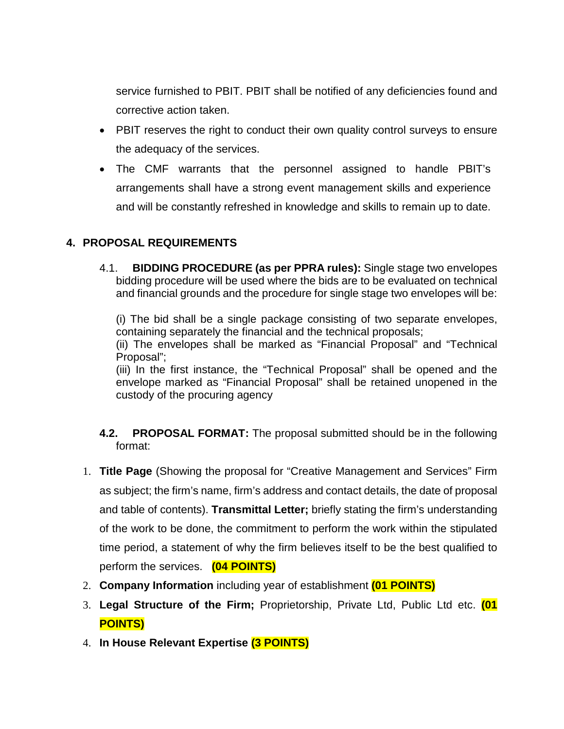service furnished to PBIT. PBIT shall be notified of any deficiencies found and corrective action taken.

- PBIT reserves the right to conduct their own quality control surveys to ensure the adequacy of the services.
- The CMF warrants that the personnel assigned to handle PBIT's arrangements shall have a strong event management skills and experience and will be constantly refreshed in knowledge and skills to remain up to date.

## 4. PROPOSAL REQUIREMENTS

4.1. **BIDDING PROCEDURE (as per PPRA rules):** Single stage two envelopes bidding procedure will be used where the bids are to be evaluated on technical and financial grounds and the procedure for single stage two envelopes will be:

(i) The bid shall be a single package consisting of two separate envelopes, containing separately the financial and the technical proposals;
(ii) The envelopes shall be marked as "Financial Proposal" and "Technical Proposal";
(iii) In the first instance, the "Technical Proposal" shall be opened and the envelope marked as "Financial Proposal" shall be retained unopened in the custody of the procuring agency

**4.2. PROPOSAL FORMAT:** The proposal submitted should be in the following format:

1. **Title Page** (Showing the proposal for "Creative Management and Services" Firm as subject; the firm's name, firm's address and contact details, the date of proposal and table of contents). **Transmittal Letter;** briefly stating the firm's understanding of the work to be done, the commitment to perform the work within the stipulated time period, a statement of why the firm believes itself to be the best qualified to perform the services. **(04 POINTS)**
2. **Company Information** including year of establishment **(01 POINTS)**
3. **Legal Structure of the Firm;** Proprietorship, Private Ltd, Public Ltd etc. **(01 POINTS)**
4. **In House Relevant Expertise** **(3 POINTS)**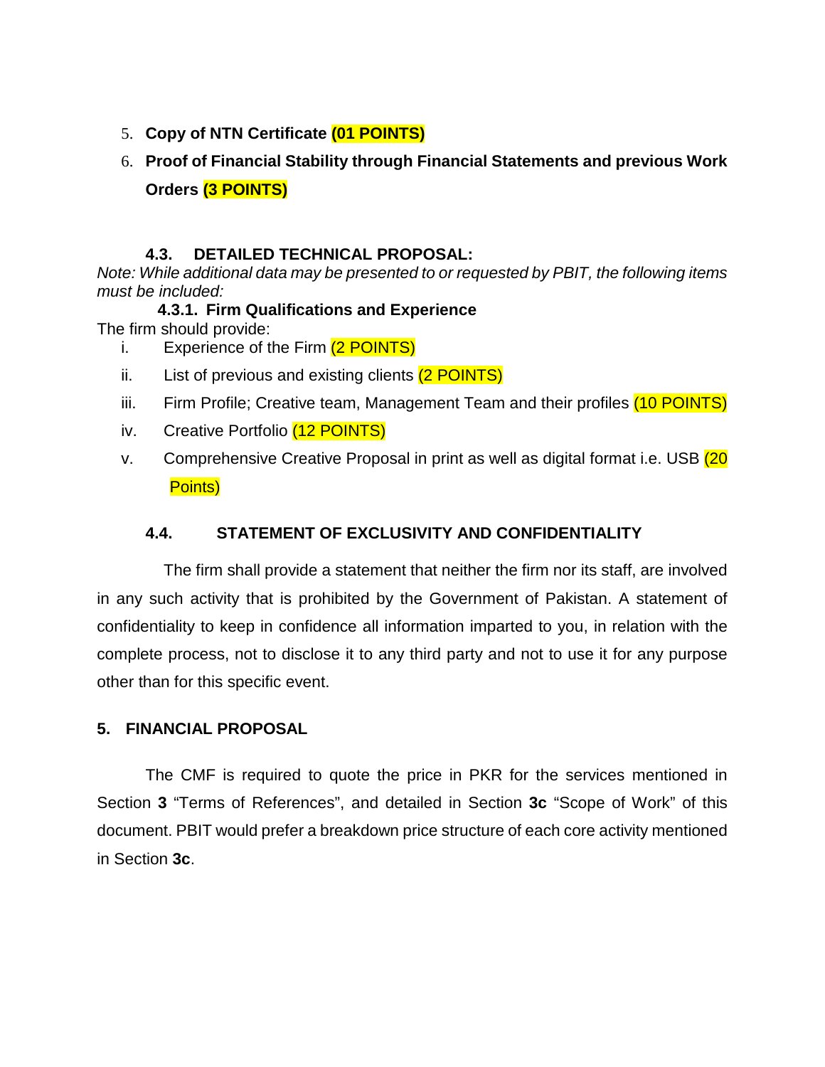5. **Copy of NTN Certificate (01 POINTS)**
6. **Proof of Financial Stability through Financial Statements and previous Work Orders (3 POINTS)**

### 4.3. DETAILED TECHNICAL PROPOSAL:

*Note: While additional data may be presented to or requested by PBIT, the following items must be included:*

#### 4.3.1. Firm Qualifications and Experience

The firm should provide:

i. Experience of the Firm (2 POINTS)

ii. List of previous and existing clients (2 POINTS)

iii. Firm Profile; Creative team, Management Team and their profiles (10 POINTS)

iv. Creative Portfolio (12 POINTS)

v. Comprehensive Creative Proposal in print as well as digital format i.e. USB (20 Points)

### 4.4. STATEMENT OF EXCLUSIVITY AND CONFIDENTIALITY

The firm shall provide a statement that neither the firm nor its staff, are involved in any such activity that is prohibited by the Government of Pakistan. A statement of confidentiality to keep in confidence all information imparted to you, in relation with the complete process, not to disclose it to any third party and not to use it for any purpose other than for this specific event.

## 5. FINANCIAL PROPOSAL

The CMF is required to quote the price in PKR for the services mentioned in Section **3** "Terms of References", and detailed in Section **3c** "Scope of Work" of this document. PBIT would prefer a breakdown price structure of each core activity mentioned in Section **3c**.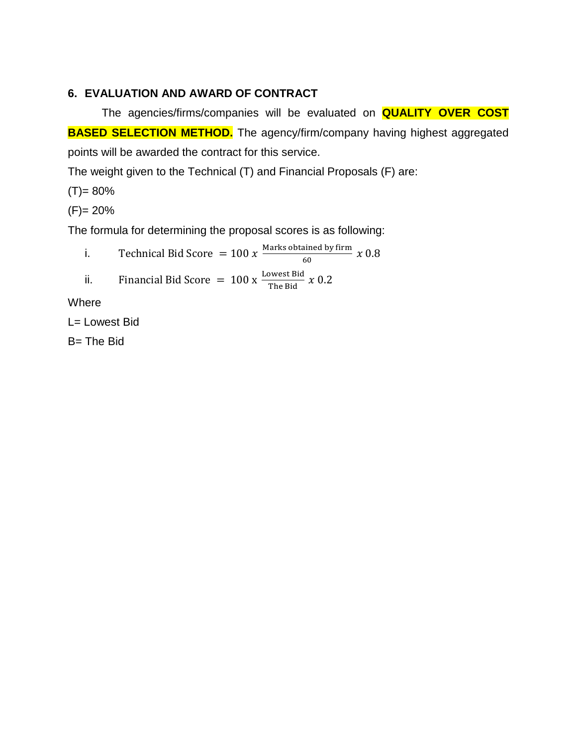## 6. EVALUATION AND AWARD OF CONTRACT

The agencies/firms/companies will be evaluated on **QUALITY OVER COST BASED SELECTION METHOD.** The agency/firm/company having highest aggregated points will be awarded the contract for this service.

The weight given to the Technical (T) and Financial Proposals (F) are:

(T)= 80%

(F)= 20%

The formula for determining the proposal scores is as following:

i. $\text{Technical Bid Score} = 100\ x\ \frac{\text{Marks obtained by firm}}{60}\ x\ 0.8$

ii. $\text{Financial Bid Score} = 100\ \text{x}\ \frac{\text{Lowest Bid}}{\text{The Bid}}\ x\ 0.2$

Where

L= Lowest Bid

B= The Bid